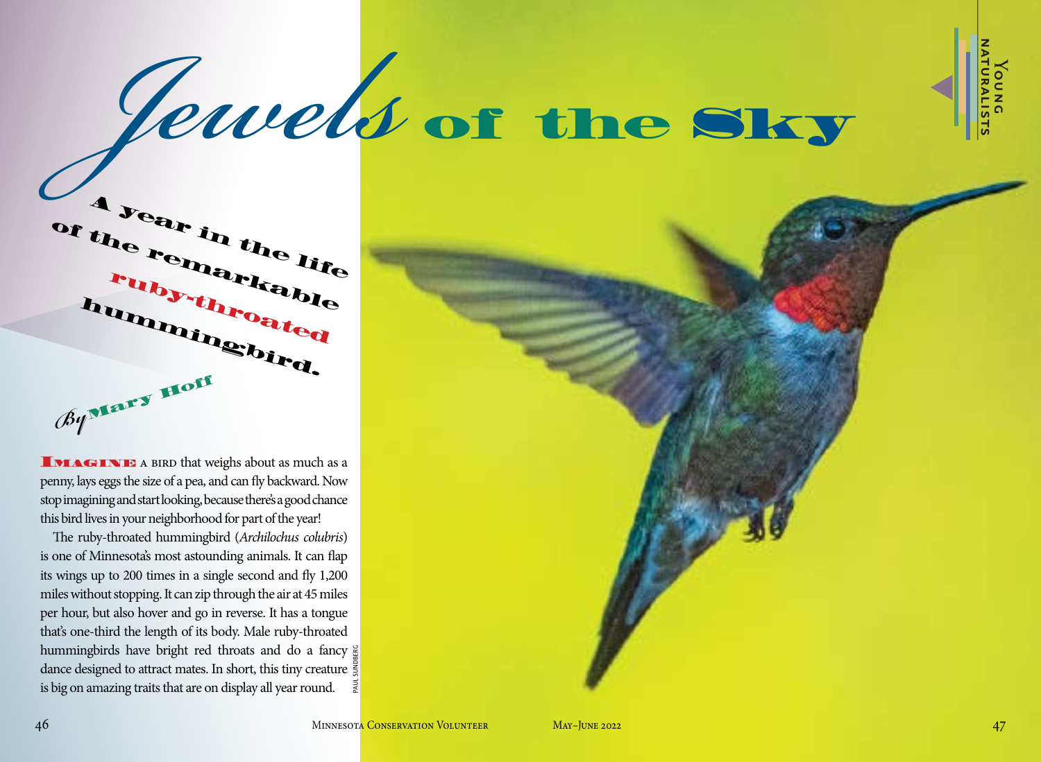# Jewels of the Sky

## A year in the life of the remarkable ruby-throated hummingbird.

*By* Mary Hoff

**Imagine** a bird that weighs about as much as a penny, lays eggs the size of a pea, and can fly backward. Now stop imagining and start looking, because there's a good chance this bird lives in your neighborhood for part of the year!

The ruby-throated hummingbird (*Archilochus colubris*) is one of Minnesota's most astounding animals. It can flap its wings up to 200 times in a single second and fly 1,200 miles without stopping. It can zip through the air at 45 miles per hour, but also hover and go in reverse. It has a tongue that's one-third the length of its body. Male ruby-throated hummingbirds have bright red throats and do a fancy dance designed to attract mates. In short, this tiny creature is big on amazing traits that are on display all year round.

PAUL SUNDBERG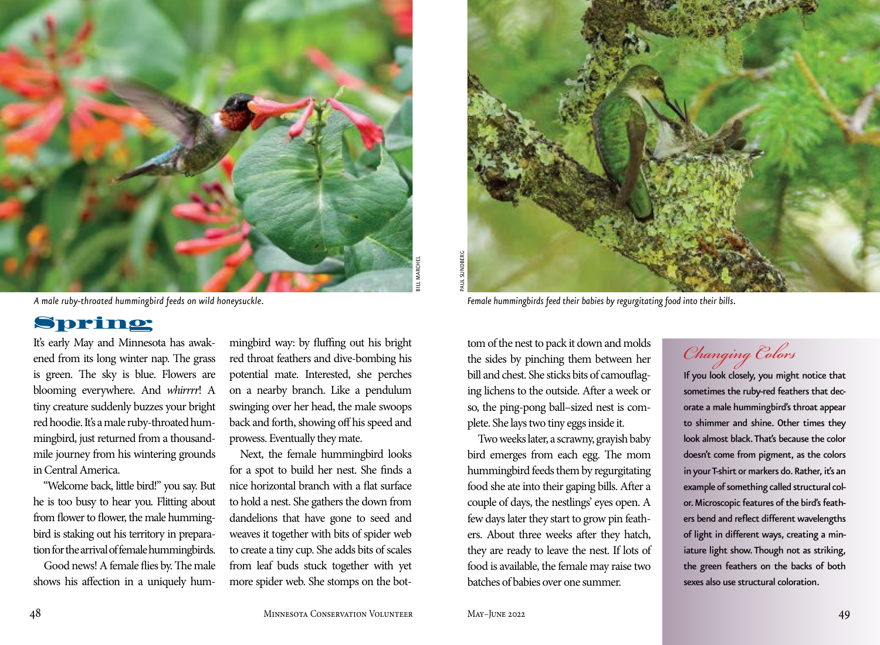A male ruby-throated hummingbird feeds on wild honeysuckle.

Female hummingbirds feed their babies by regurgitating food into their bills.

## Spring

It's early May and Minnesota has awakened from its long winter nap. The grass is green. The sky is blue. Flowers are blooming everywhere. And *whirrrr*! A tiny creature suddenly buzzes your bright red hoodie. It's a male ruby-throated hummingbird, just returned from a thousand-mile journey from his wintering grounds in Central America.

"Welcome back, little bird!" you say. But he is too busy to hear you. Flitting about from flower to flower, the male hummingbird is staking out his territory in preparation for the arrival of female hummingbirds.

Good news! A female flies by. The male shows his affection in a uniquely hummingbird way: by fluffing out his bright red throat feathers and dive-bombing his potential mate. Interested, she perches on a nearby branch. Like a pendulum swinging over her head, the male swoops back and forth, showing off his speed and prowess. Eventually they mate.

Next, the female hummingbird looks for a spot to build her nest. She finds a nice horizontal branch with a flat surface to hold a nest. She gathers the down from dandelions that have gone to seed and weaves it together with bits of spider web to create a tiny cup. She adds bits of scales from leaf buds stuck together with yet more spider web. She stomps on the bottom of the nest to pack it down and molds the sides by pinching them between her bill and chest. She sticks bits of camouflaging lichens to the outside. After a week or so, the ping-pong ball–sized nest is complete. She lays two tiny eggs inside it.

Two weeks later, a scrawny, grayish baby bird emerges from each egg. The mom hummingbird feeds them by regurgitating food she ate into their gaping bills. After a couple of days, the nestlings' eyes open. A few days later they start to grow pin feathers. About three weeks after they hatch, they are ready to leave the nest. If lots of food is available, the female may raise two batches of babies over one summer.

### Changing Colors

If you look closely, you might notice that sometimes the ruby-red feathers that decorate a male hummingbird's throat appear to shimmer and shine. Other times they look almost black. That's because the color doesn't come from pigment, as the colors in your T-shirt or markers do. Rather, it's an example of something called structural color. Microscopic features of the bird's feathers bend and reflect different wavelengths of light in different ways, creating a miniature light show. Though not as striking, the green feathers on the backs of both sexes also use structural coloration.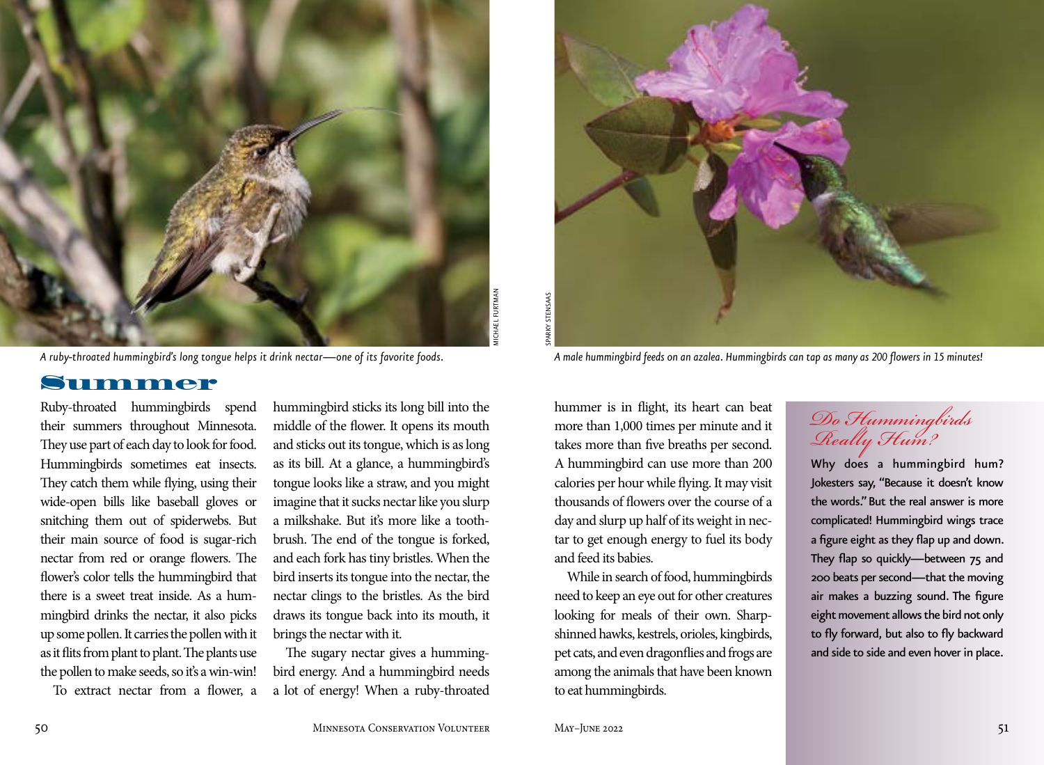A ruby-throated hummingbird's long tongue helps it drink nectar—one of its favorite foods.

A male hummingbird feeds on an azalea. Hummingbirds can tap as many as 200 flowers in 15 minutes!

## Summer

Ruby-throated hummingbirds spend their summers throughout Minnesota. They use part of each day to look for food. Hummingbirds sometimes eat insects. They catch them while flying, using their wide-open bills like baseball gloves or snitching them out of spiderwebs. But their main source of food is sugar-rich nectar from red or orange flowers. The flower's color tells the hummingbird that there is a sweet treat inside. As a hummingbird drinks the nectar, it also picks up some pollen. It carries the pollen with it as it flits from plant to plant. The plants use the pollen to make seeds, so it's a win-win!

To extract nectar from a flower, a hummingbird sticks its long bill into the middle of the flower. It opens its mouth and sticks out its tongue, which is as long as its bill. At a glance, a hummingbird's tongue looks like a straw, and you might imagine that it sucks nectar like you slurp a milkshake. But it's more like a toothbrush. The end of the tongue is forked, and each fork has tiny bristles. When the bird inserts its tongue into the nectar, the nectar clings to the bristles. As the bird draws its tongue back into its mouth, it brings the nectar with it.

The sugary nectar gives a hummingbird energy. And a hummingbird needs a lot of energy! When a ruby-throated hummer is in flight, its heart can beat more than 1,000 times per minute and it takes more than five breaths per second. A hummingbird can use more than 200 calories per hour while flying. It may visit thousands of flowers over the course of a day and slurp up half of its weight in nectar to get enough energy to fuel its body and feed its babies.

While in search of food, hummingbirds need to keep an eye out for other creatures looking for meals of their own. Sharp-shinned hawks, kestrels, orioles, kingbirds, pet cats, and even dragonflies and frogs are among the animals that have been known to eat hummingbirds.

### Do Hummingbirds Really Hum?

Why does a hummingbird hum? Jokesters say, "Because it doesn't know the words." But the real answer is more complicated! Hummingbird wings trace a figure eight as they flap up and down. They flap so quickly—between 75 and 200 beats per second—that the moving air makes a buzzing sound. The figure eight movement allows the bird not only to fly forward, but also to fly backward and side to side and even hover in place.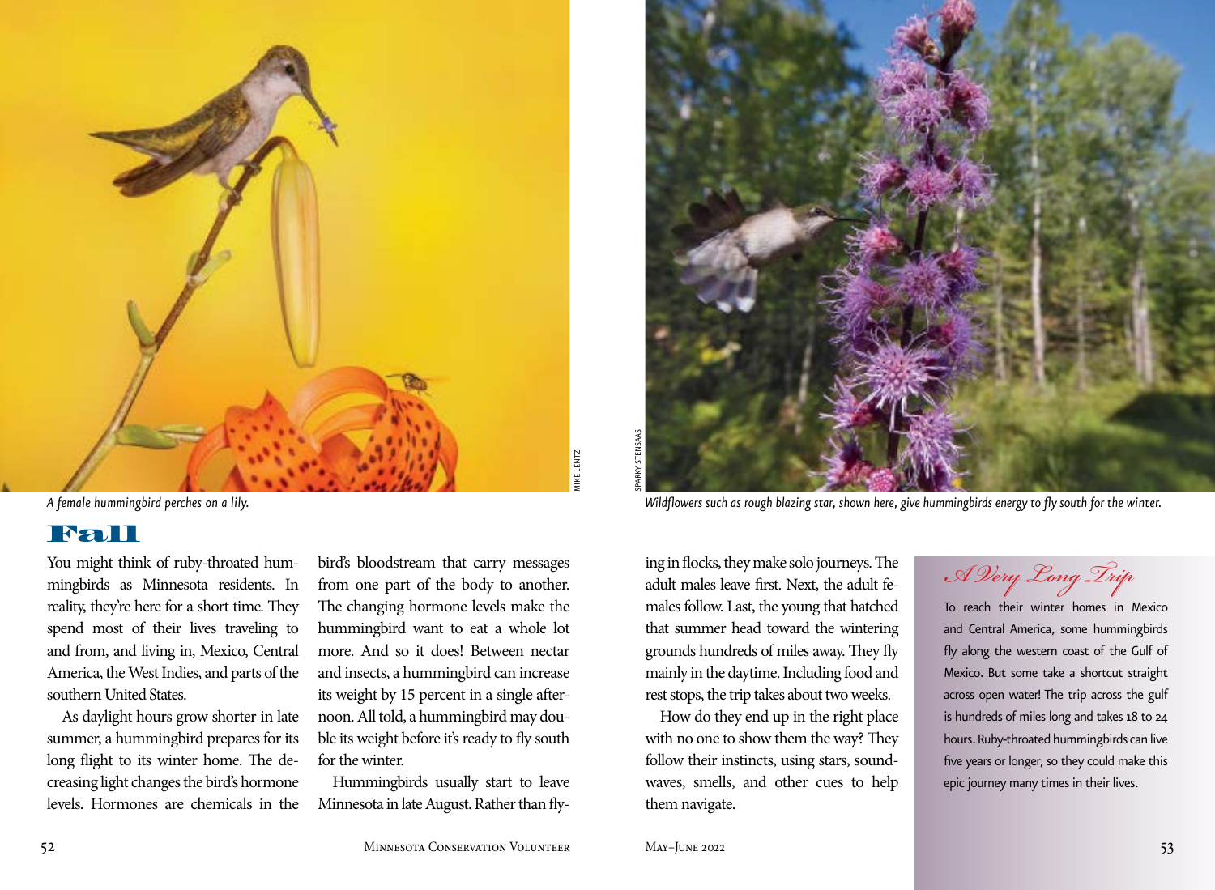A female hummingbird perches on a lily.

Wildflowers such as rough blazing star, shown here, give hummingbirds energy to fly south for the winter.

## Fall

You might think of ruby-throated hummingbirds as Minnesota residents. In reality, they're here for a short time. They spend most of their lives traveling to and from, and living in, Mexico, Central America, the West Indies, and parts of the southern United States.

As daylight hours grow shorter in late summer, a hummingbird prepares for its long flight to its winter home. The decreasing light changes the bird's hormone levels. Hormones are chemicals in the bird's bloodstream that carry messages from one part of the body to another. The changing hormone levels make the hummingbird want to eat a whole lot more. And so it does! Between nectar and insects, a hummingbird can increase its weight by 15 percent in a single afternoon. All told, a hummingbird may double its weight before it's ready to fly south for the winter.

Hummingbirds usually start to leave Minnesota in late August. Rather than flying in flocks, they make solo journeys. The adult males leave first. Next, the adult females follow. Last, the young that hatched that summer head toward the wintering grounds hundreds of miles away. They fly mainly in the daytime. Including food and rest stops, the trip takes about two weeks.

How do they end up in the right place with no one to show them the way? They follow their instincts, using stars, soundwaves, smells, and other cues to help them navigate.

### A Very Long Trip

To reach their winter homes in Mexico and Central America, some hummingbirds fly along the western coast of the Gulf of Mexico. But some take a shortcut straight across open water! The trip across the gulf is hundreds of miles long and takes 18 to 24 hours. Ruby-throated hummingbirds can live five years or longer, so they could make this epic journey many times in their lives.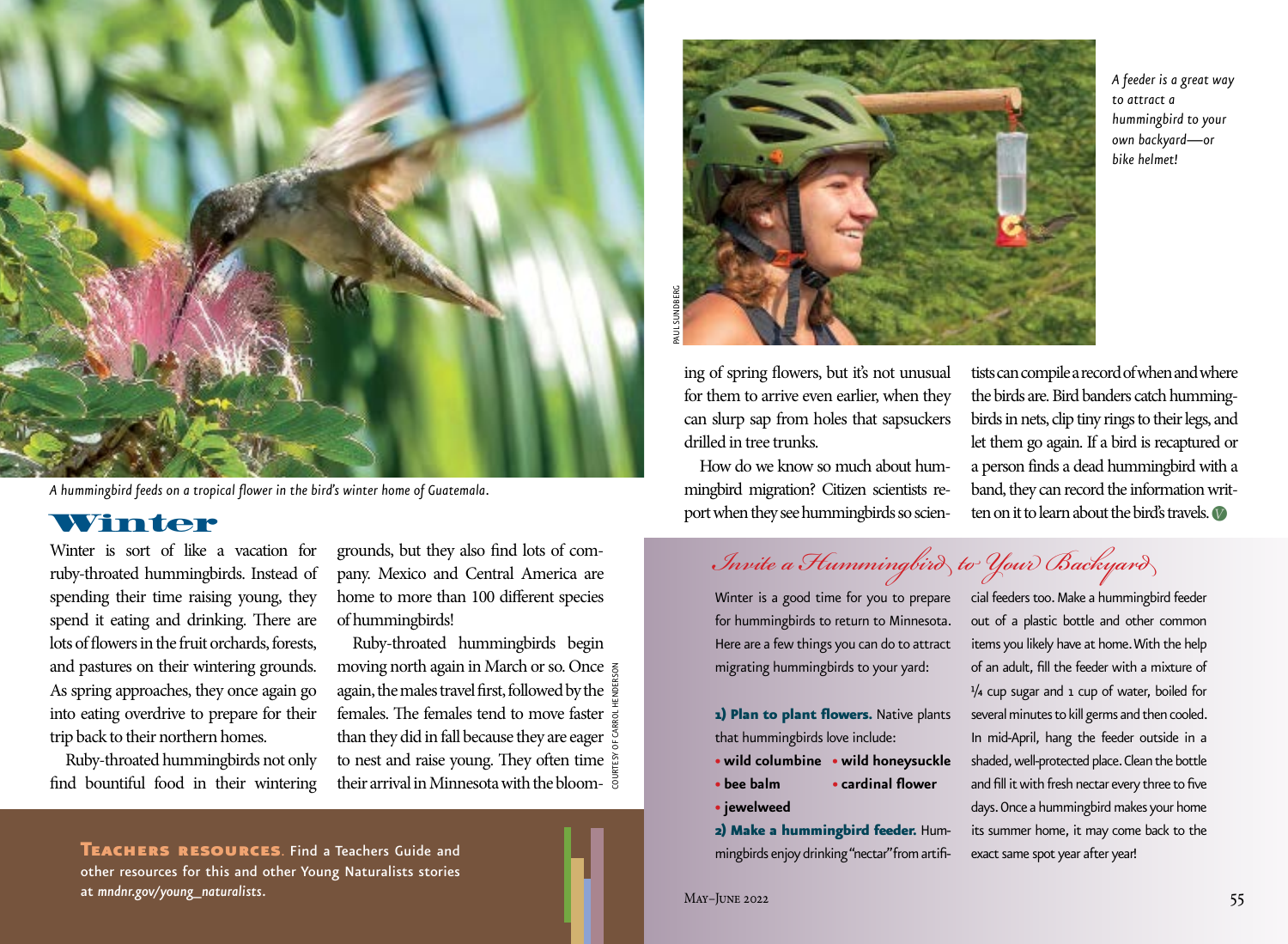A hummingbird feeds on a tropical flower in the bird's winter home of Guatemala.

## Winter

Winter is sort of like a vacation for ruby-throated hummingbirds. Instead of spending their time raising young, they spend it eating and drinking. There are lots of flowers in the fruit orchards, forests, and pastures on their wintering grounds. As spring approaches, they once again go into eating overdrive to prepare for their trip back to their northern homes.

Ruby-throated hummingbirds not only find bountiful food in their wintering grounds, but they also find lots of company. Mexico and Central America are home to more than 100 different species of hummingbirds!

Ruby-throated hummingbirds begin moving north again in March or so. Once again, the males travel first, followed by the females. The females tend to move faster than they did in fall because they are eager to nest and raise young. They often time their arrival in Minnesota with the blooming of spring flowers, but it's not unusual for them to arrive even earlier, when they can slurp sap from holes that sapsuckers drilled in tree trunks.

How do we know so much about hummingbird migration? Citizen scientists report when they see hummingbirds so scientists can compile a record of when and where the birds are. Bird banders catch hummingbirds in nets, clip tiny rings to their legs, and let them go again. If a bird is recaptured or a person finds a dead hummingbird with a band, they can record the information written on it to learn about the bird's travels.

A feeder is a great way to attract a hummingbird to your own backyard—or bike helmet!

**Teachers resources.** Find a Teachers Guide and other resources for this and other Young Naturalists stories at *mndnr.gov/young_naturalists*.

### Invite a Hummingbird to Your Backyard

Winter is a good time for you to prepare for hummingbirds to return to Minnesota. Here are a few things you can do to attract migrating hummingbirds to your yard:

**1) Plan to plant flowers.** Native plants that hummingbirds love include:

- **wild columbine**
- **wild honeysuckle**
- **bee balm**
- **cardinal flower**
- **jewelweed**

**2) Make a hummingbird feeder.** Hummingbirds enjoy drinking "nectar" from artificial feeders too. Make a hummingbird feeder out of a plastic bottle and other common items you likely have at home. With the help of an adult, fill the feeder with a mixture of ¼ cup sugar and 1 cup of water, boiled for several minutes to kill germs and then cooled. In mid-April, hang the feeder outside in a shaded, well-protected place. Clean the bottle and fill it with fresh nectar every three to five days. Once a hummingbird makes your home its summer home, it may come back to the exact same spot year after year!